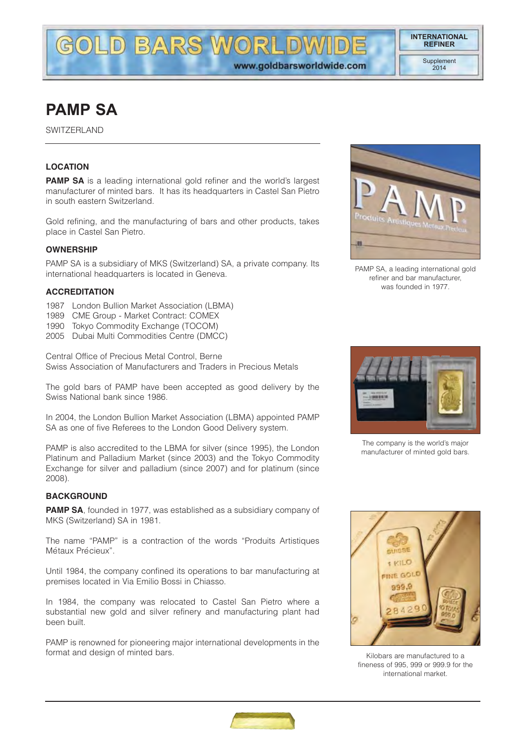# PAMP SA

SWITZERLAND

## LOCATION

**PAMP SA** is a leading international gold refiner and the world's largest manufacturer of minted bars. It has its headquarters in Castel San Pietro in south eastern Switzerland.

Gold refining, and the manufacturing of bars and other products, takes place in Castel San Pietro.

## OWNERSHIP

PAMP SA is a subsidiary of MKS (Switzerland) SA, a private company. Its international headquarters is located in Geneva.

## ACCREDITATION

1987 London Bullion Market Association (LBMA)
1989 CME Group - Market Contract: COMEX
1990 Tokyo Commodity Exchange (TOCOM)
2005 Dubai Multi Commodities Centre (DMCC)

Central Office of Precious Metal Control, Berne
Swiss Association of Manufacturers and Traders in Precious Metals

The gold bars of PAMP have been accepted as good delivery by the Swiss National bank since 1986.

In 2004, the London Bullion Market Association (LBMA) appointed PAMP SA as one of five Referees to the London Good Delivery system.

PAMP is also accredited to the LBMA for silver (since 1995), the London Platinum and Palladium Market (since 2003) and the Tokyo Commodity Exchange for silver and palladium (since 2007) and for platinum (since 2008).

## BACKGROUND

**PAMP SA**, founded in 1977, was established as a subsidiary company of MKS (Switzerland) SA in 1981.

The name "PAMP" is a contraction of the words "Produits Artistiques Métaux Précieux".

Until 1984, the company confined its operations to bar manufacturing at premises located in Via Emilio Bossi in Chiasso.

In 1984, the company was relocated to Castel San Pietro where a substantial new gold and silver refinery and manufacturing plant had been built.

PAMP is renowned for pioneering major international developments in the format and design of minted bars.

PAMP SA, a leading international gold refiner and bar manufacturer, was founded in 1977.

The company is the world's major manufacturer of minted gold bars.

Kilobars are manufactured to a fineness of 995, 999 or 999.9 for the international market.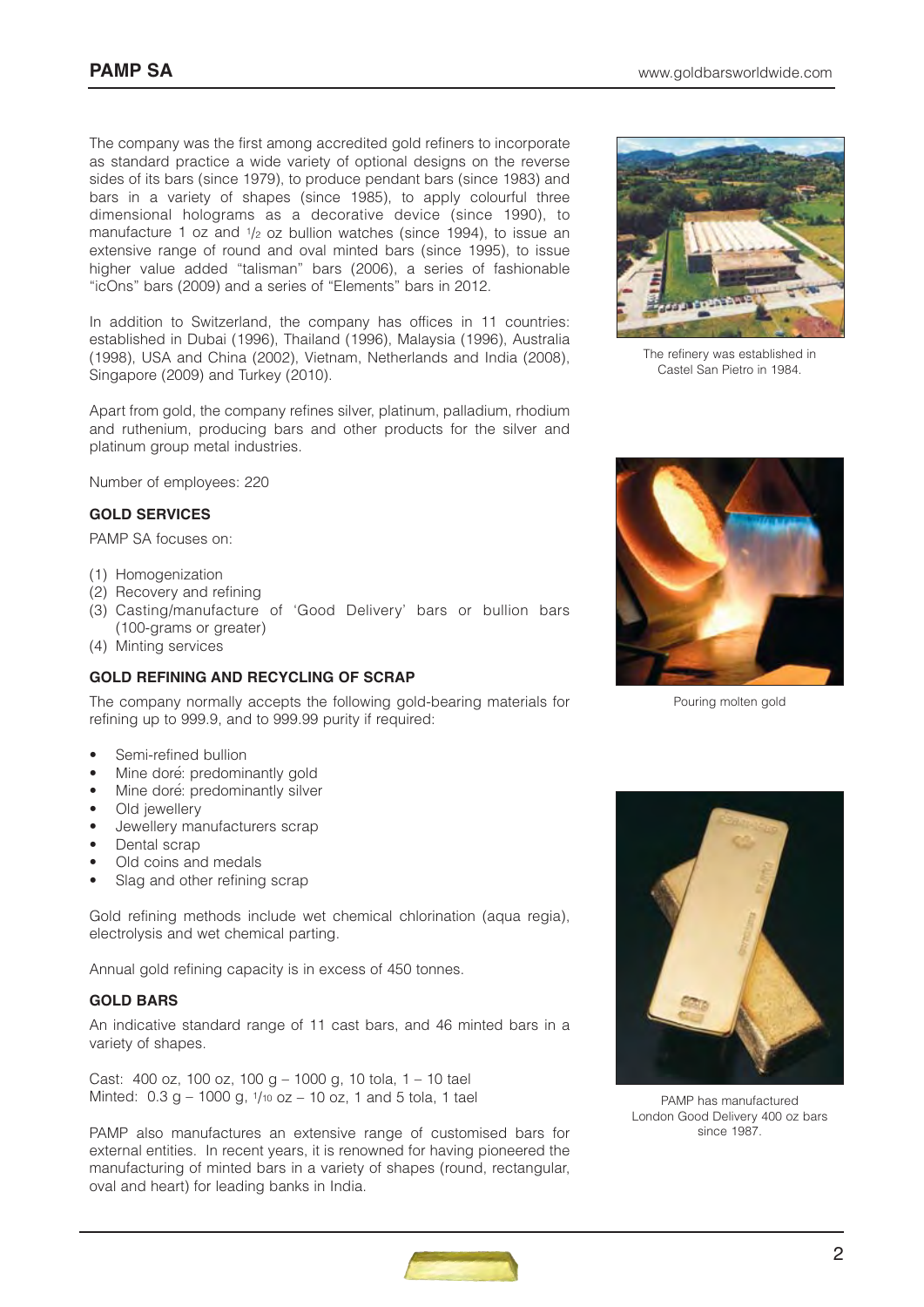The company was the first among accredited gold refiners to incorporate as standard practice a wide variety of optional designs on the reverse sides of its bars (since 1979), to produce pendant bars (since 1983) and bars in a variety of shapes (since 1985), to apply colourful three dimensional holograms as a decorative device (since 1990), to manufacture 1 oz and 1/2 oz bullion watches (since 1994), to issue an extensive range of round and oval minted bars (since 1995), to issue higher value added "talisman" bars (2006), a series of fashionable "icOns" bars (2009) and a series of "Elements" bars in 2012.

In addition to Switzerland, the company has offices in 11 countries: established in Dubai (1996), Thailand (1996), Malaysia (1996), Australia (1998), USA and China (2002), Vietnam, Netherlands and India (2008), Singapore (2009) and Turkey (2010).

Apart from gold, the company refines silver, platinum, palladium, rhodium and ruthenium, producing bars and other products for the silver and platinum group metal industries.

Number of employees: 220

The refinery was established in Castel San Pietro in 1984.

### GOLD SERVICES

PAMP SA focuses on:

(1) Homogenization
(2) Recovery and refining
(3) Casting/manufacture of 'Good Delivery' bars or bullion bars (100-grams or greater)
(4) Minting services

Pouring molten gold

### GOLD REFINING AND RECYCLING OF SCRAP

The company normally accepts the following gold-bearing materials for refining up to 999.9, and to 999.99 purity if required:

- Semi-refined bullion
- Mine doré: predominantly gold
- Mine doré: predominantly silver
- Old jewellery
- Jewellery manufacturers scrap
- Dental scrap
- Old coins and medals
- Slag and other refining scrap

Gold refining methods include wet chemical chlorination (aqua regia), electrolysis and wet chemical parting.

Annual gold refining capacity is in excess of 450 tonnes.

### GOLD BARS

An indicative standard range of 11 cast bars, and 46 minted bars in a variety of shapes.

Cast: 400 oz, 100 oz, 100 g – 1000 g, 10 tola, 1 – 10 tael
Minted: 0.3 g – 1000 g, 1/10 oz – 10 oz, 1 and 5 tola, 1 tael

PAMP also manufactures an extensive range of customised bars for external entities. In recent years, it is renowned for having pioneered the manufacturing of minted bars in a variety of shapes (round, rectangular, oval and heart) for leading banks in India.

PAMP has manufactured London Good Delivery 400 oz bars since 1987.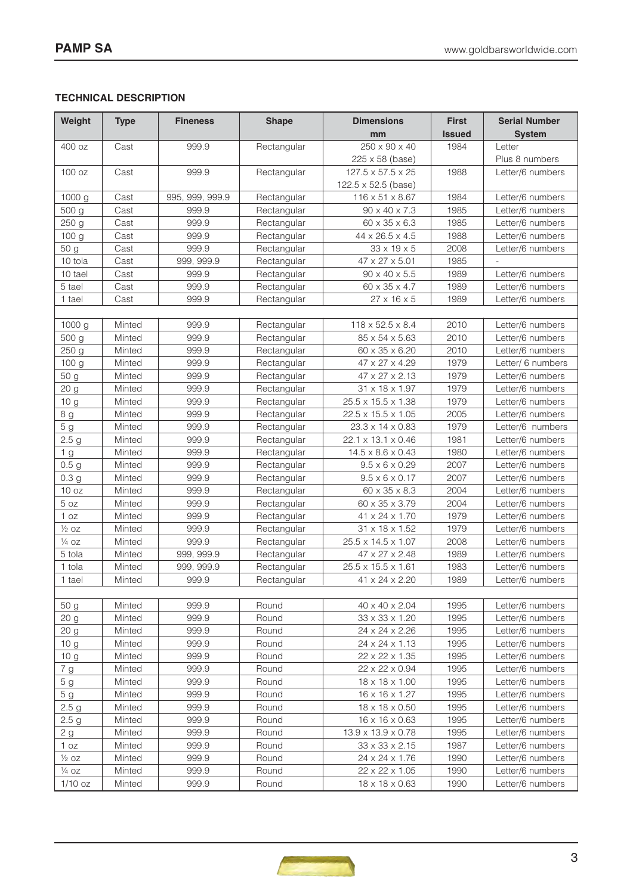### TECHNICAL DESCRIPTION

| Weight | Type | Fineness | Shape | Dimensions mm | First Issued | Serial Number System |
|---|---|---|---|---|---|---|
| 400 oz | Cast | 999.9 | Rectangular | 250 x 90 x 40<br>225 x 58 (base) | 1984 | Letter<br>Plus 8 numbers |
| 100 oz | Cast | 999.9 | Rectangular | 127.5 x 57.5 x 25<br>122.5 x 52.5 (base) | 1988 | Letter/6 numbers |
| 1000 g | Cast | 995, 999, 999.9 | Rectangular | 116 x 51 x 8.67 | 1984 | Letter/6 numbers |
| 500 g | Cast | 999.9 | Rectangular | 90 x 40 x 7.3 | 1985 | Letter/6 numbers |
| 250 g | Cast | 999.9 | Rectangular | 60 x 35 x 6.3 | 1985 | Letter/6 numbers |
| 100 g | Cast | 999.9 | Rectangular | 44 x 26.5 x 4.5 | 1988 | Letter/6 numbers |
| 50 g | Cast | 999.9 | Rectangular | 33 x 19 x 5 | 2008 | Letter/6 numbers |
| 10 tola | Cast | 999, 999.9 | Rectangular | 47 x 27 x 5.01 | 1985 | - |
| 10 tael | Cast | 999.9 | Rectangular | 90 x 40 x 5.5 | 1989 | Letter/6 numbers |
| 5 tael | Cast | 999.9 | Rectangular | 60 x 35 x 4.7 | 1989 | Letter/6 numbers |
| 1 tael | Cast | 999.9 | Rectangular | 27 x 16 x 5 | 1989 | Letter/6 numbers |
| | | | | | | |
| 1000 g | Minted | 999.9 | Rectangular | 118 x 52.5 x 8.4 | 2010 | Letter/6 numbers |
| 500 g | Minted | 999.9 | Rectangular | 85 x 54 x 5.63 | 2010 | Letter/6 numbers |
| 250 g | Minted | 999.9 | Rectangular | 60 x 35 x 6.20 | 2010 | Letter/6 numbers |
| 100 g | Minted | 999.9 | Rectangular | 47 x 27 x 4.29 | 1979 | Letter/ 6 numbers |
| 50 g | Minted | 999.9 | Rectangular | 47 x 27 x 2.13 | 1979 | Letter/6 numbers |
| 20 g | Minted | 999.9 | Rectangular | 31 x 18 x 1.97 | 1979 | Letter/6 numbers |
| 10 g | Minted | 999.9 | Rectangular | 25.5 x 15.5 x 1.38 | 1979 | Letter/6 numbers |
| 8 g | Minted | 999.9 | Rectangular | 22.5 x 15.5 x 1.05 | 2005 | Letter/6 numbers |
| 5 g | Minted | 999.9 | Rectangular | 23.3 x 14 x 0.83 | 1979 | Letter/6 numbers |
| 2.5 g | Minted | 999.9 | Rectangular | 22.1 x 13.1 x 0.46 | 1981 | Letter/6 numbers |
| 1 g | Minted | 999.9 | Rectangular | 14.5 x 8.6 x 0.43 | 1980 | Letter/6 numbers |
| 0.5 g | Minted | 999.9 | Rectangular | 9.5 x 6 x 0.29 | 2007 | Letter/6 numbers |
| 0.3 g | Minted | 999.9 | Rectangular | 9.5 x 6 x 0.17 | 2007 | Letter/6 numbers |
| 10 oz | Minted | 999.9 | Rectangular | 60 x 35 x 8.3 | 2004 | Letter/6 numbers |
| 5 oz | Minted | 999.9 | Rectangular | 60 x 35 x 3.79 | 2004 | Letter/6 numbers |
| 1 oz | Minted | 999.9 | Rectangular | 41 x 24 x 1.70 | 1979 | Letter/6 numbers |
| ½ oz | Minted | 999.9 | Rectangular | 31 x 18 x 1.52 | 1979 | Letter/6 numbers |
| ¼ oz | Minted | 999.9 | Rectangular | 25.5 x 14.5 x 1.07 | 2008 | Letter/6 numbers |
| 5 tola | Minted | 999, 999.9 | Rectangular | 47 x 27 x 2.48 | 1989 | Letter/6 numbers |
| 1 tola | Minted | 999, 999.9 | Rectangular | 25.5 x 15.5 x 1.61 | 1983 | Letter/6 numbers |
| 1 tael | Minted | 999.9 | Rectangular | 41 x 24 x 2.20 | 1989 | Letter/6 numbers |
| | | | | | | |
| 50 g | Minted | 999.9 | Round | 40 x 40 x 2.04 | 1995 | Letter/6 numbers |
| 20 g | Minted | 999.9 | Round | 33 x 33 x 1.20 | 1995 | Letter/6 numbers |
| 20 g | Minted | 999.9 | Round | 24 x 24 x 2.26 | 1995 | Letter/6 numbers |
| 10 g | Minted | 999.9 | Round | 24 x 24 x 1.13 | 1995 | Letter/6 numbers |
| 10 g | Minted | 999.9 | Round | 22 x 22 x 1.35 | 1995 | Letter/6 numbers |
| 7 g | Minted | 999.9 | Round | 22 x 22 x 0.94 | 1995 | Letter/6 numbers |
| 5 g | Minted | 999.9 | Round | 18 x 18 x 1.00 | 1995 | Letter/6 numbers |
| 5 g | Minted | 999.9 | Round | 16 x 16 x 1.27 | 1995 | Letter/6 numbers |
| 2.5 g | Minted | 999.9 | Round | 18 x 18 x 0.50 | 1995 | Letter/6 numbers |
| 2.5 g | Minted | 999.9 | Round | 16 x 16 x 0.63 | 1995 | Letter/6 numbers |
| 2 g | Minted | 999.9 | Round | 13.9 x 13.9 x 0.78 | 1995 | Letter/6 numbers |
| 1 oz | Minted | 999.9 | Round | 33 x 33 x 2.15 | 1987 | Letter/6 numbers |
| ½ oz | Minted | 999.9 | Round | 24 x 24 x 1.76 | 1990 | Letter/6 numbers |
| ¼ oz | Minted | 999.9 | Round | 22 x 22 x 1.05 | 1990 | Letter/6 numbers |
| 1/10 oz | Minted | 999.9 | Round | 18 x 18 x 0.63 | 1990 | Letter/6 numbers |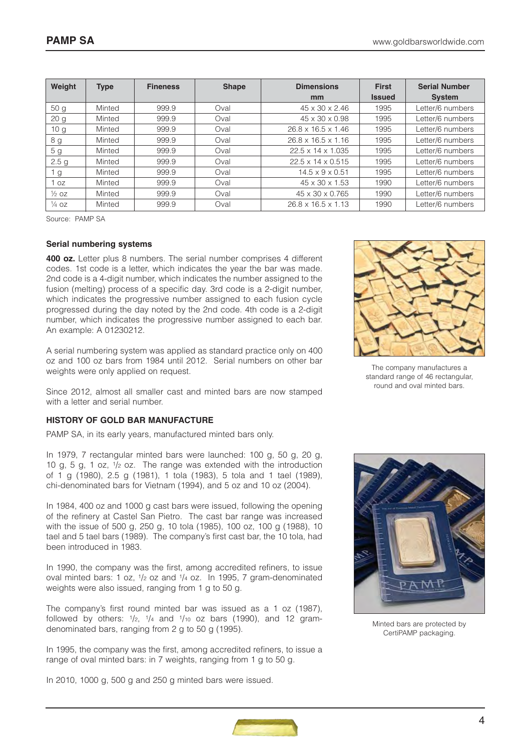| Weight | Type | Fineness | Shape | Dimensions mm | First Issued | Serial Number System |
|---|---|---|---|---|---|---|
| 50 g | Minted | 999.9 | Oval | 45 x 30 x 2.46 | 1995 | Letter/6 numbers |
| 20 g | Minted | 999.9 | Oval | 45 x 30 x 0.98 | 1995 | Letter/6 numbers |
| 10 g | Minted | 999.9 | Oval | 26.8 x 16.5 x 1.46 | 1995 | Letter/6 numbers |
| 8 g | Minted | 999.9 | Oval | 26.8 x 16.5 x 1.16 | 1995 | Letter/6 numbers |
| 5 g | Minted | 999.9 | Oval | 22.5 x 14 x 1.035 | 1995 | Letter/6 numbers |
| 2.5 g | Minted | 999.9 | Oval | 22.5 x 14 x 0.515 | 1995 | Letter/6 numbers |
| 1 g | Minted | 999.9 | Oval | 14.5 x 9 x 0.51 | 1995 | Letter/6 numbers |
| 1 oz | Minted | 999.9 | Oval | 45 x 30 x 1.53 | 1990 | Letter/6 numbers |
| ½ oz | Minted | 999.9 | Oval | 45 x 30 x 0.765 | 1990 | Letter/6 numbers |
| ¼ oz | Minted | 999.9 | Oval | 26.8 x 16.5 x 1.13 | 1990 | Letter/6 numbers |

Source: PAMP SA

### Serial numbering systems

**400 oz.** Letter plus 8 numbers. The serial number comprises 4 different codes. 1st code is a letter, which indicates the year the bar was made. 2nd code is a 4-digit number, which indicates the number assigned to the fusion (melting) process of a specific day. 3rd code is a 2-digit number, which indicates the progressive number assigned to each fusion cycle progressed during the day noted by the 2nd code. 4th code is a 2-digit number, which indicates the progressive number assigned to each bar. An example: A 01230212.

A serial numbering system was applied as standard practice only on 400 oz and 100 oz bars from 1984 until 2012. Serial numbers on other bar weights were only applied on request.

Since 2012, almost all smaller cast and minted bars are now stamped with a letter and serial number.

The company manufactures a standard range of 46 rectangular, round and oval minted bars.

### HISTORY OF GOLD BAR MANUFACTURE

PAMP SA, in its early years, manufactured minted bars only.

In 1979, 7 rectangular minted bars were launched: 100 g, 50 g, 20 g, 10 g, 5 g, 1 oz, 1/2 oz. The range was extended with the introduction of 1 g (1980), 2.5 g (1981), 1 tola (1983), 5 tola and 1 tael (1989), chi-denominated bars for Vietnam (1994), and 5 oz and 10 oz (2004).

In 1984, 400 oz and 1000 g cast bars were issued, following the opening of the refinery at Castel San Pietro. The cast bar range was increased with the issue of 500 g, 250 g, 10 tola (1985), 100 oz, 100 g (1988), 10 tael and 5 tael bars (1989). The company's first cast bar, the 10 tola, had been introduced in 1983.

In 1990, the company was the first, among accredited refiners, to issue oval minted bars: 1 oz, 1/2 oz and 1/4 oz. In 1995, 7 gram-denominated weights were also issued, ranging from 1 g to 50 g.

The company's first round minted bar was issued as a 1 oz (1987), followed by others: 1/2, 1/4 and 1/10 oz bars (1990), and 12 gram-denominated bars, ranging from 2 g to 50 g (1995).

In 1995, the company was the first, among accredited refiners, to issue a range of oval minted bars: in 7 weights, ranging from 1 g to 50 g.

In 2010, 1000 g, 500 g and 250 g minted bars were issued.

Minted bars are protected by CertiPAMP packaging.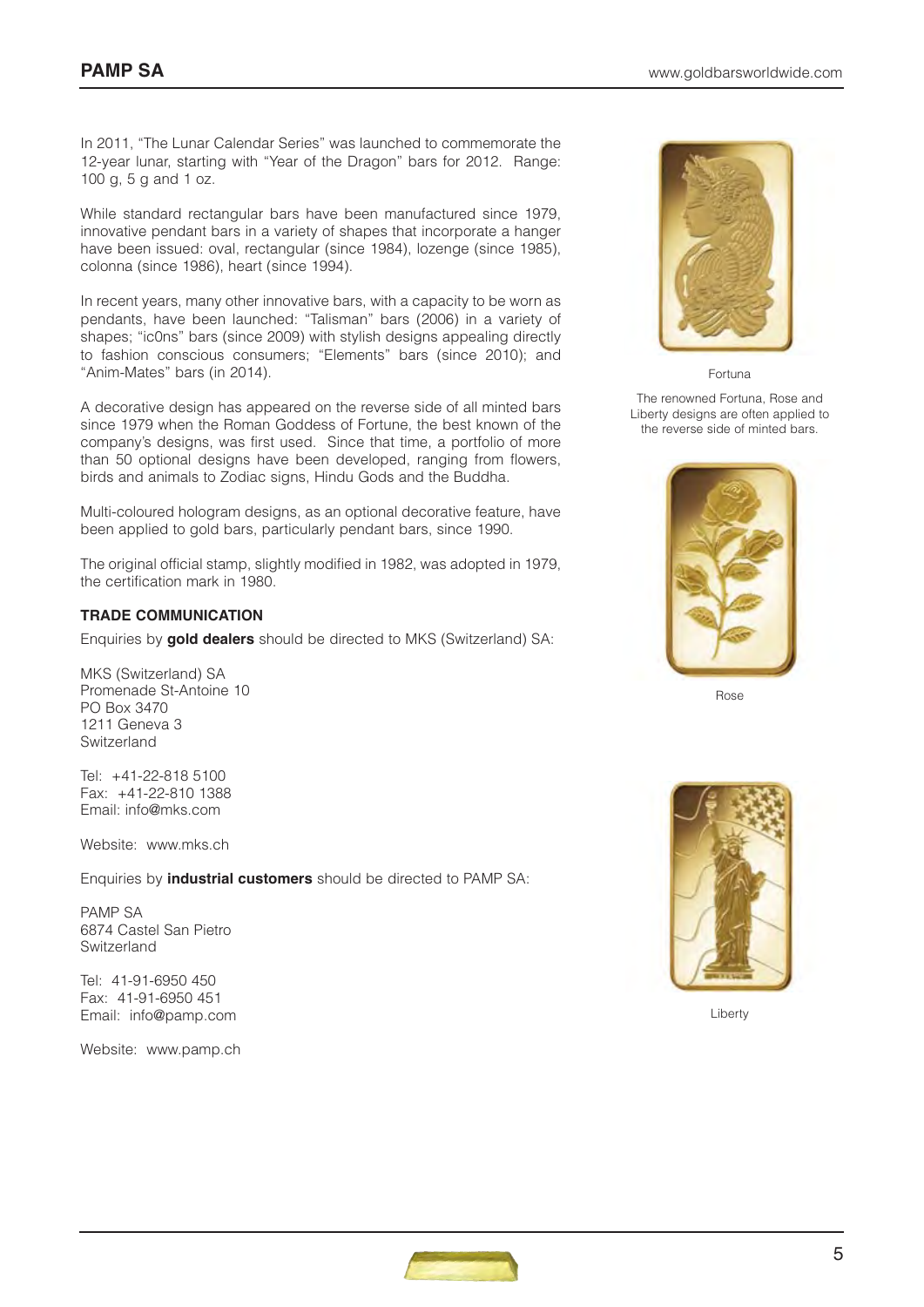In 2011, "The Lunar Calendar Series" was launched to commemorate the 12-year lunar, starting with "Year of the Dragon" bars for 2012. Range: 100 g, 5 g and 1 oz.

While standard rectangular bars have been manufactured since 1979, innovative pendant bars in a variety of shapes that incorporate a hanger have been issued: oval, rectangular (since 1984), lozenge (since 1985), colonna (since 1986), heart (since 1994).

In recent years, many other innovative bars, with a capacity to be worn as pendants, have been launched: "Talisman" bars (2006) in a variety of shapes; "ic0ns" bars (since 2009) with stylish designs appealing directly to fashion conscious consumers; "Elements" bars (since 2010); and "Anim-Mates" bars (in 2014).

A decorative design has appeared on the reverse side of all minted bars since 1979 when the Roman Goddess of Fortune, the best known of the company's designs, was first used. Since that time, a portfolio of more than 50 optional designs have been developed, ranging from flowers, birds and animals to Zodiac signs, Hindu Gods and the Buddha.

Multi-coloured hologram designs, as an optional decorative feature, have been applied to gold bars, particularly pendant bars, since 1990.

The original official stamp, slightly modified in 1982, was adopted in 1979, the certification mark in 1980.

Fortuna

The renowned Fortuna, Rose and Liberty designs are often applied to the reverse side of minted bars.

Rose

Liberty

### TRADE COMMUNICATION

Enquiries by **gold dealers** should be directed to MKS (Switzerland) SA:

MKS (Switzerland) SA
Promenade St-Antoine 10
PO Box 3470
1211 Geneva 3
Switzerland

Tel: +41-22-818 5100
Fax: +41-22-810 1388
Email: info@mks.com

Website: www.mks.ch

Enquiries by **industrial customers** should be directed to PAMP SA:

PAMP SA
6874 Castel San Pietro
Switzerland

Tel: 41-91-6950 450
Fax: 41-91-6950 451
Email: info@pamp.com

Website: www.pamp.ch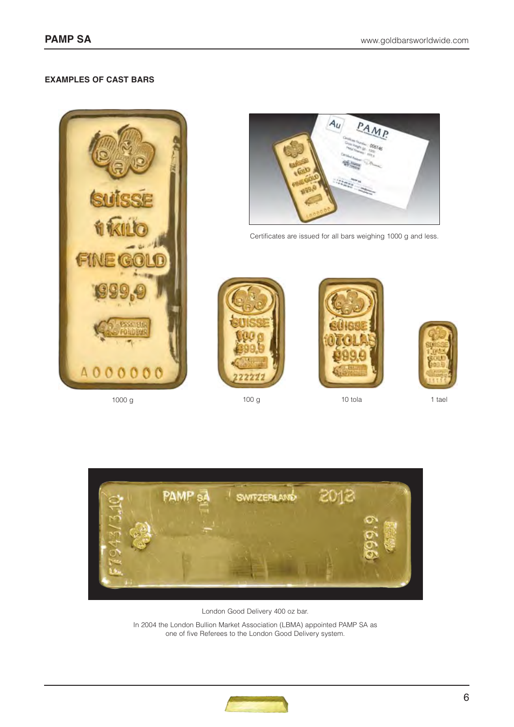## EXAMPLES OF CAST BARS

Certificates are issued for all bars weighing 1000 g and less.

1000 g

100 g

10 tola

1 tael

London Good Delivery 400 oz bar.

In 2004 the London Bullion Market Association (LBMA) appointed PAMP SA as one of five Referees to the London Good Delivery system.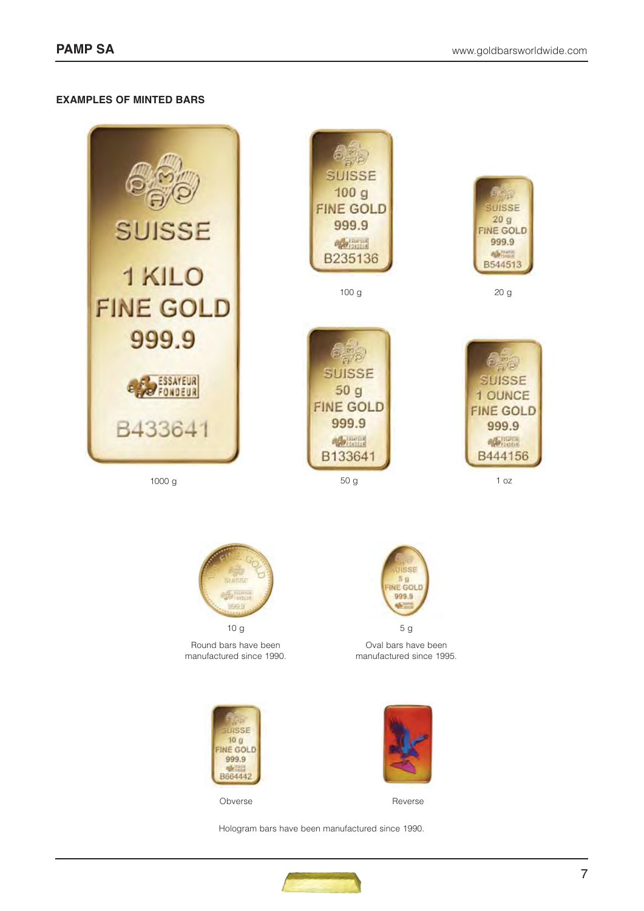## EXAMPLES OF MINTED BARS

1000 g

100 g

20 g

50 g

1 oz

10 g

Round bars have been manufactured since 1990.

5 g

Oval bars have been manufactured since 1995.

Obverse

Reverse

Hologram bars have been manufactured since 1990.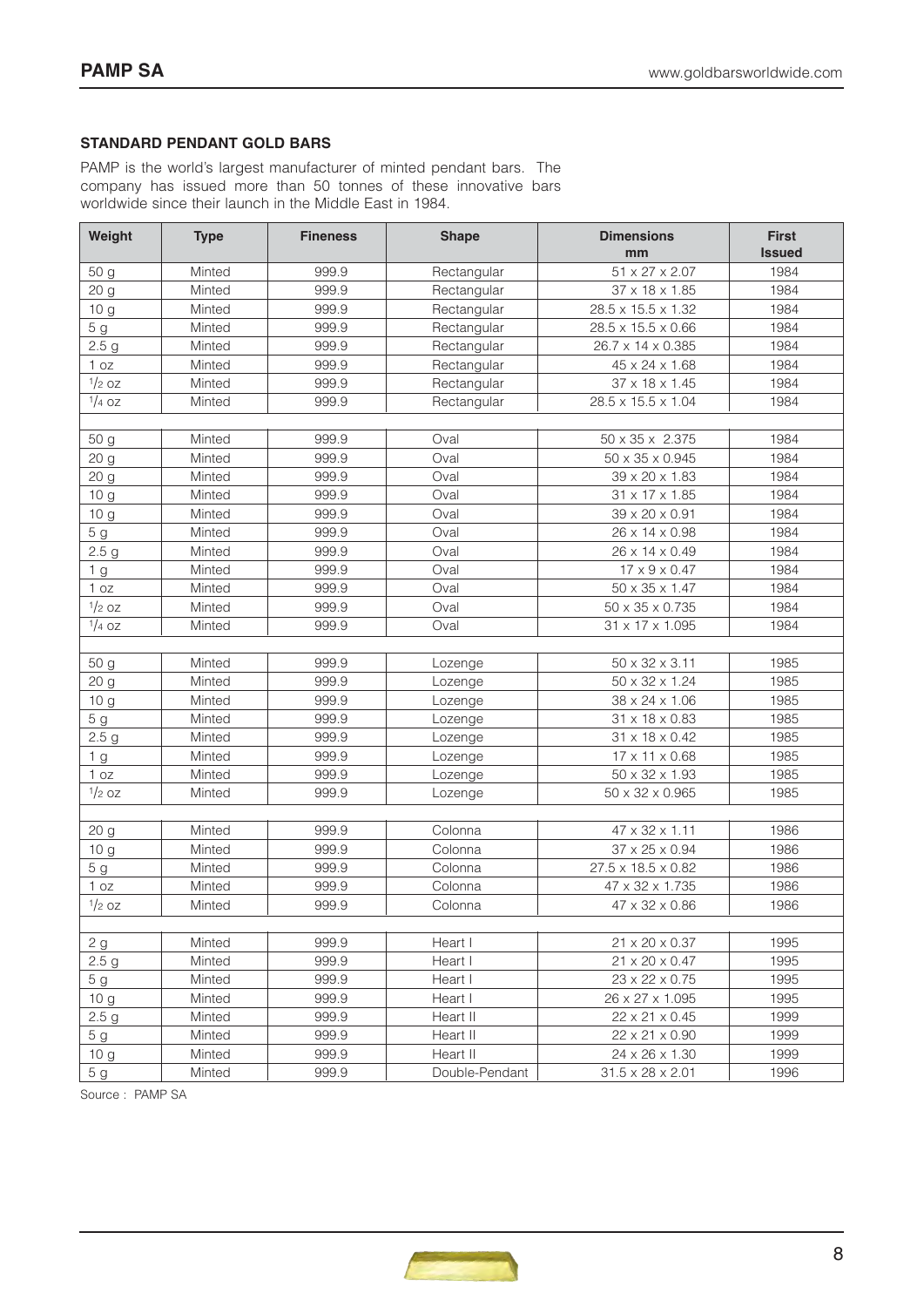## STANDARD PENDANT GOLD BARS

PAMP is the world's largest manufacturer of minted pendant bars. The company has issued more than 50 tonnes of these innovative bars worldwide since their launch in the Middle East in 1984.

| Weight | Type | Fineness | Shape | Dimensions mm | First Issued |
|---|---|---|---|---|---|
| 50 g | Minted | 999.9 | Rectangular | 51 x 27 x 2.07 | 1984 |
| 20 g | Minted | 999.9 | Rectangular | 37 x 18 x 1.85 | 1984 |
| 10 g | Minted | 999.9 | Rectangular | 28.5 x 15.5 x 1.32 | 1984 |
| 5 g | Minted | 999.9 | Rectangular | 28.5 x 15.5 x 0.66 | 1984 |
| 2.5 g | Minted | 999.9 | Rectangular | 26.7 x 14 x 0.385 | 1984 |
| 1 oz | Minted | 999.9 | Rectangular | 45 x 24 x 1.68 | 1984 |
| 1/2 oz | Minted | 999.9 | Rectangular | 37 x 18 x 1.45 | 1984 |
| 1/4 oz | Minted | 999.9 | Rectangular | 28.5 x 15.5 x 1.04 | 1984 |
| | | | | | |
| 50 g | Minted | 999.9 | Oval | 50 x 35 x 2.375 | 1984 |
| 20 g | Minted | 999.9 | Oval | 50 x 35 x 0.945 | 1984 |
| 20 g | Minted | 999.9 | Oval | 39 x 20 x 1.83 | 1984 |
| 10 g | Minted | 999.9 | Oval | 31 x 17 x 1.85 | 1984 |
| 10 g | Minted | 999.9 | Oval | 39 x 20 x 0.91 | 1984 |
| 5 g | Minted | 999.9 | Oval | 26 x 14 x 0.98 | 1984 |
| 2.5 g | Minted | 999.9 | Oval | 26 x 14 x 0.49 | 1984 |
| 1 g | Minted | 999.9 | Oval | 17 x 9 x 0.47 | 1984 |
| 1 oz | Minted | 999.9 | Oval | 50 x 35 x 1.47 | 1984 |
| 1/2 oz | Minted | 999.9 | Oval | 50 x 35 x 0.735 | 1984 |
| 1/4 oz | Minted | 999.9 | Oval | 31 x 17 x 1.095 | 1984 |
| | | | | | |
| 50 g | Minted | 999.9 | Lozenge | 50 x 32 x 3.11 | 1985 |
| 20 g | Minted | 999.9 | Lozenge | 50 x 32 x 1.24 | 1985 |
| 10 g | Minted | 999.9 | Lozenge | 38 x 24 x 1.06 | 1985 |
| 5 g | Minted | 999.9 | Lozenge | 31 x 18 x 0.83 | 1985 |
| 2.5 g | Minted | 999.9 | Lozenge | 31 x 18 x 0.42 | 1985 |
| 1 g | Minted | 999.9 | Lozenge | 17 x 11 x 0.68 | 1985 |
| 1 oz | Minted | 999.9 | Lozenge | 50 x 32 x 1.93 | 1985 |
| 1/2 oz | Minted | 999.9 | Lozenge | 50 x 32 x 0.965 | 1985 |
| | | | | | |
| 20 g | Minted | 999.9 | Colonna | 47 x 32 x 1.11 | 1986 |
| 10 g | Minted | 999.9 | Colonna | 37 x 25 x 0.94 | 1986 |
| 5 g | Minted | 999.9 | Colonna | 27.5 x 18.5 x 0.82 | 1986 |
| 1 oz | Minted | 999.9 | Colonna | 47 x 32 x 1.735 | 1986 |
| 1/2 oz | Minted | 999.9 | Colonna | 47 x 32 x 0.86 | 1986 |
| | | | | | |
| 2 g | Minted | 999.9 | Heart I | 21 x 20 x 0.37 | 1995 |
| 2.5 g | Minted | 999.9 | Heart I | 21 x 20 x 0.47 | 1995 |
| 5 g | Minted | 999.9 | Heart I | 23 x 22 x 0.75 | 1995 |
| 10 g | Minted | 999.9 | Heart I | 26 x 27 x 1.095 | 1995 |
| 2.5 g | Minted | 999.9 | Heart II | 22 x 21 x 0.45 | 1999 |
| 5 g | Minted | 999.9 | Heart II | 22 x 21 x 0.90 | 1999 |
| 10 g | Minted | 999.9 | Heart II | 24 x 26 x 1.30 | 1999 |
| 5 g | Minted | 999.9 | Double-Pendant | 31.5 x 28 x 2.01 | 1996 |

Source : PAMP SA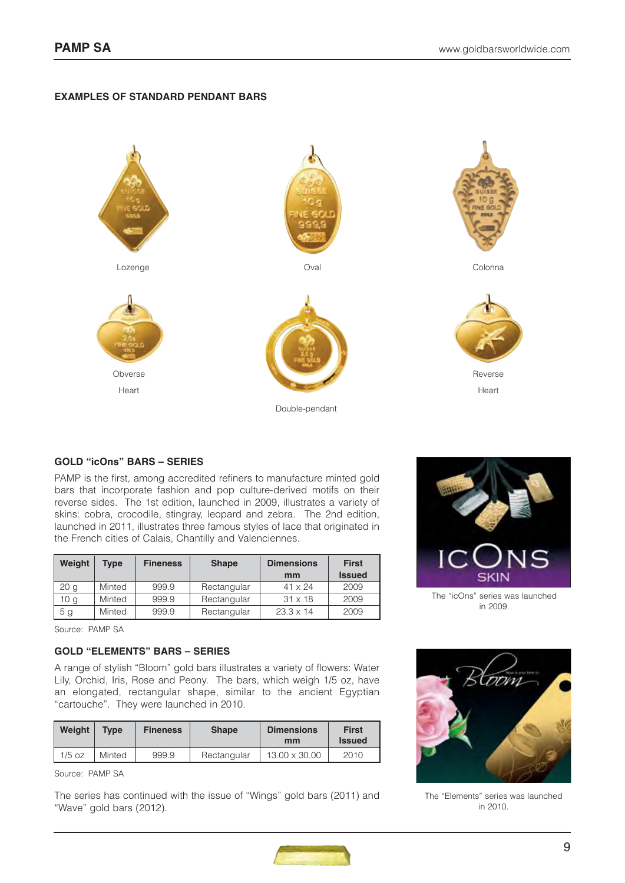## EXAMPLES OF STANDARD PENDANT BARS

Lozenge

Oval

Colonna

Obverse

Heart

Double-pendant

Reverse

Heart

## GOLD "icOns" BARS – SERIES

PAMP is the first, among accredited refiners to manufacture minted gold bars that incorporate fashion and pop culture-derived motifs on their reverse sides. The 1st edition, launched in 2009, illustrates a variety of skins: cobra, crocodile, stingray, leopard and zebra. The 2nd edition, launched in 2011, illustrates three famous styles of lace that originated in the French cities of Calais, Chantilly and Valenciennes.

| Weight | Type | Fineness | Shape | Dimensions mm | First Issued |
|---|---|---|---|---|---|
| 20 g | Minted | 999.9 | Rectangular | 41 x 24 | 2009 |
| 10 g | Minted | 999.9 | Rectangular | 31 x 18 | 2009 |
| 5 g | Minted | 999.9 | Rectangular | 23.3 x 14 | 2009 |

Source: PAMP SA

The "icOns" series was launched in 2009.

## GOLD "ELEMENTS" BARS – SERIES

A range of stylish "Bloom" gold bars illustrates a variety of flowers: Water Lily, Orchid, Iris, Rose and Peony. The bars, which weigh 1/5 oz, have an elongated, rectangular shape, similar to the ancient Egyptian "cartouche". They were launched in 2010.

| Weight | Type | Fineness | Shape | Dimensions mm | First Issued |
|---|---|---|---|---|---|
| 1/5 oz | Minted | 999.9 | Rectangular | 13.00 x 30.00 | 2010 |

Source: PAMP SA

The series has continued with the issue of "Wings" gold bars (2011) and "Wave" gold bars (2012).

The "Elements" series was launched in 2010.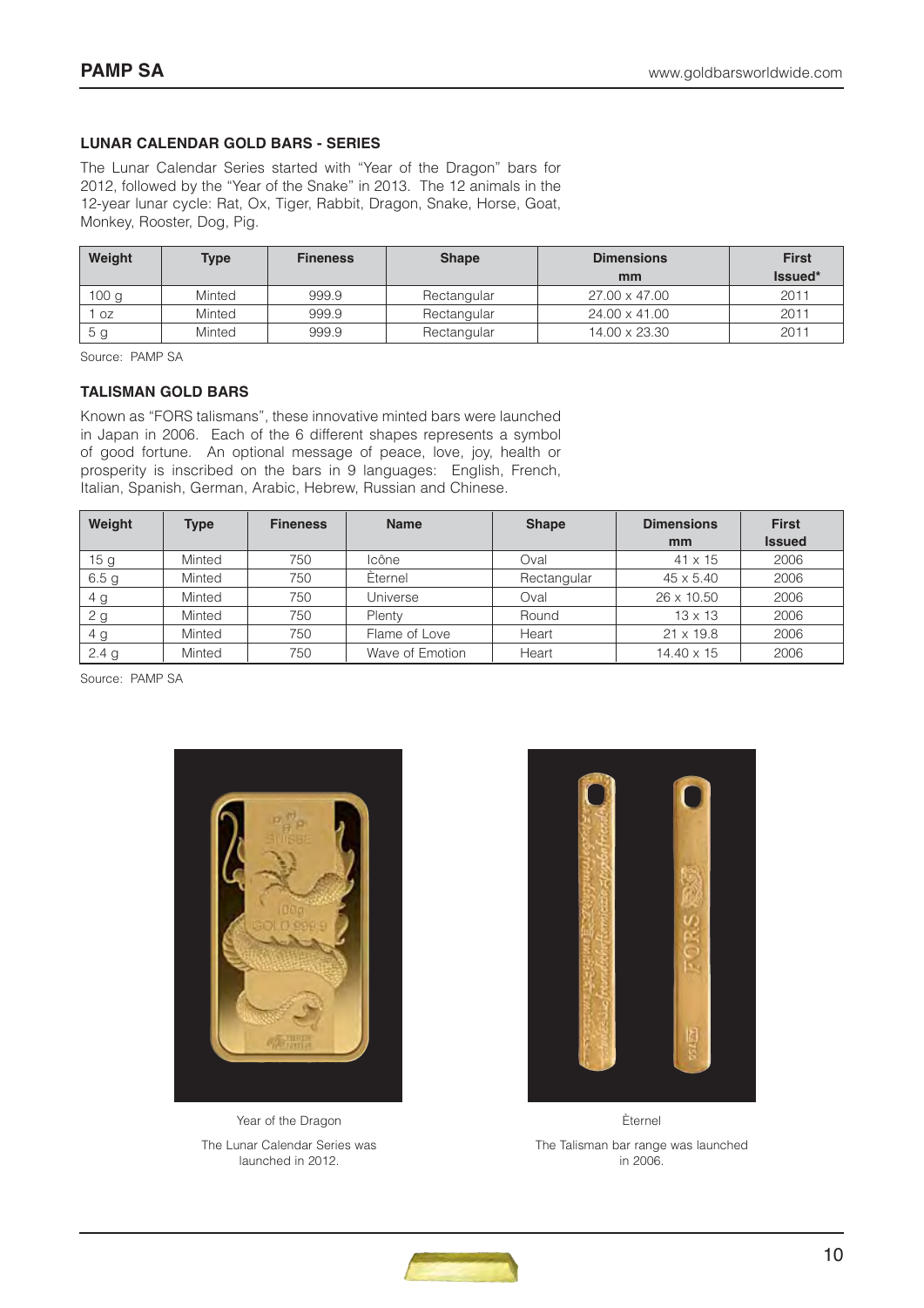### LUNAR CALENDAR GOLD BARS - SERIES

The Lunar Calendar Series started with "Year of the Dragon" bars for 2012, followed by the "Year of the Snake" in 2013. The 12 animals in the 12-year lunar cycle: Rat, Ox, Tiger, Rabbit, Dragon, Snake, Horse, Goat, Monkey, Rooster, Dog, Pig.

| Weight | Type | Fineness | Shape | Dimensions mm | First Issued* |
|---|---|---|---|---|---|
| 100 g | Minted | 999.9 | Rectangular | 27.00 x 47.00 | 2011 |
| 1 oz | Minted | 999.9 | Rectangular | 24.00 x 41.00 | 2011 |
| 5 g | Minted | 999.9 | Rectangular | 14.00 x 23.30 | 2011 |

Source: PAMP SA

### TALISMAN GOLD BARS

Known as "FORS talismans", these innovative minted bars were launched in Japan in 2006. Each of the 6 different shapes represents a symbol of good fortune. An optional message of peace, love, joy, health or prosperity is inscribed on the bars in 9 languages: English, French, Italian, Spanish, German, Arabic, Hebrew, Russian and Chinese.

| Weight | Type | Fineness | Name | Shape | Dimensions mm | First Issued |
|---|---|---|---|---|---|---|
| 15 g | Minted | 750 | Icône | Oval | 41 x 15 | 2006 |
| 6.5 g | Minted | 750 | Èternel | Rectangular | 45 x 5.40 | 2006 |
| 4 g | Minted | 750 | Universe | Oval | 26 x 10.50 | 2006 |
| 2 g | Minted | 750 | Plenty | Round | 13 x 13 | 2006 |
| 4 g | Minted | 750 | Flame of Love | Heart | 21 x 19.8 | 2006 |
| 2.4 g | Minted | 750 | Wave of Emotion | Heart | 14.40 x 15 | 2006 |

Source: PAMP SA

Year of the Dragon

The Lunar Calendar Series was launched in 2012.

Èternel

The Talisman bar range was launched in 2006.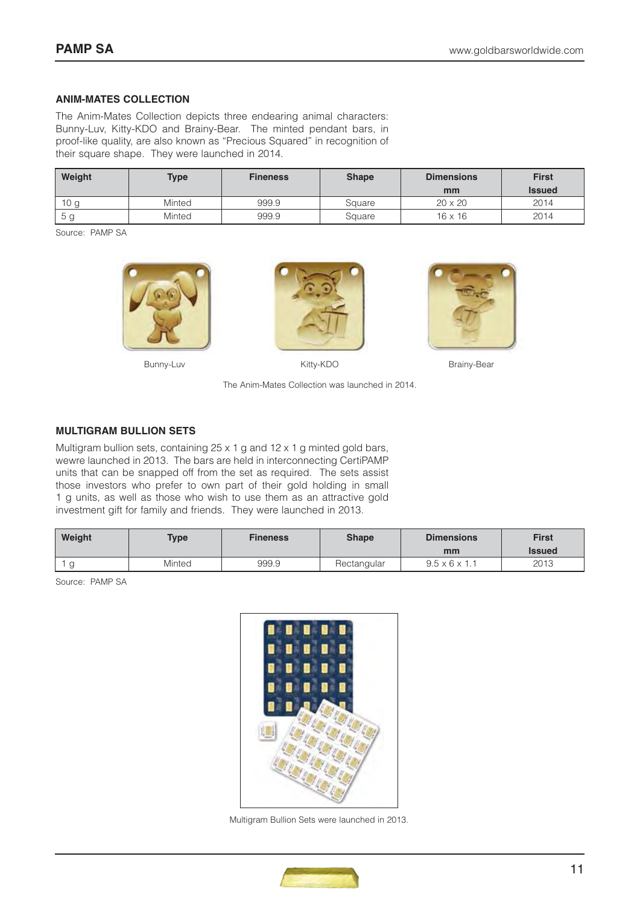## ANIM-MATES COLLECTION

The Anim-Mates Collection depicts three endearing animal characters: Bunny-Luv, Kitty-KDO and Brainy-Bear. The minted pendant bars, in proof-like quality, are also known as "Precious Squared" in recognition of their square shape. They were launched in 2014.

| Weight | Type | Fineness | Shape | Dimensions mm | First Issued |
|---|---|---|---|---|---|
| 10 g | Minted | 999.9 | Square | 20 x 20 | 2014 |
| 5 g | Minted | 999.9 | Square | 16 x 16 | 2014 |

Source: PAMP SA

Bunny-Luv

Kitty-KDO

Brainy-Bear

The Anim-Mates Collection was launched in 2014.

## MULTIGRAM BULLION SETS

Multigram bullion sets, containing 25 x 1 g and 12 x 1 g minted gold bars, wewre launched in 2013. The bars are held in interconnecting CertiPAMP units that can be snapped off from the set as required. The sets assist those investors who prefer to own part of their gold holding in small 1 g units, as well as those who wish to use them as an attractive gold investment gift for family and friends. They were launched in 2013.

| Weight | Type | Fineness | Shape | Dimensions mm | First Issued |
|---|---|---|---|---|---|
| 1 g | Minted | 999.9 | Rectangular | 9.5 x 6 x 1.1 | 2013 |

Source: PAMP SA

Multigram Bullion Sets were launched in 2013.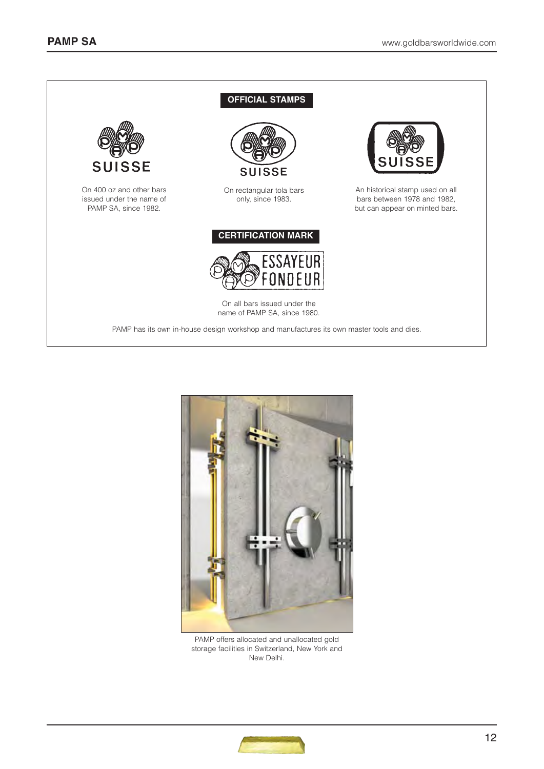## OFFICIAL STAMPS

On 400 oz and other bars issued under the name of PAMP SA, since 1982.

On rectangular tola bars only, since 1983.

An historical stamp used on all bars between 1978 and 1982, but can appear on minted bars.

## CERTIFICATION MARK

On all bars issued under the name of PAMP SA, since 1980.

PAMP has its own in-house design workshop and manufactures its own master tools and dies.

PAMP offers allocated and unallocated gold storage facilities in Switzerland, New York and New Delhi.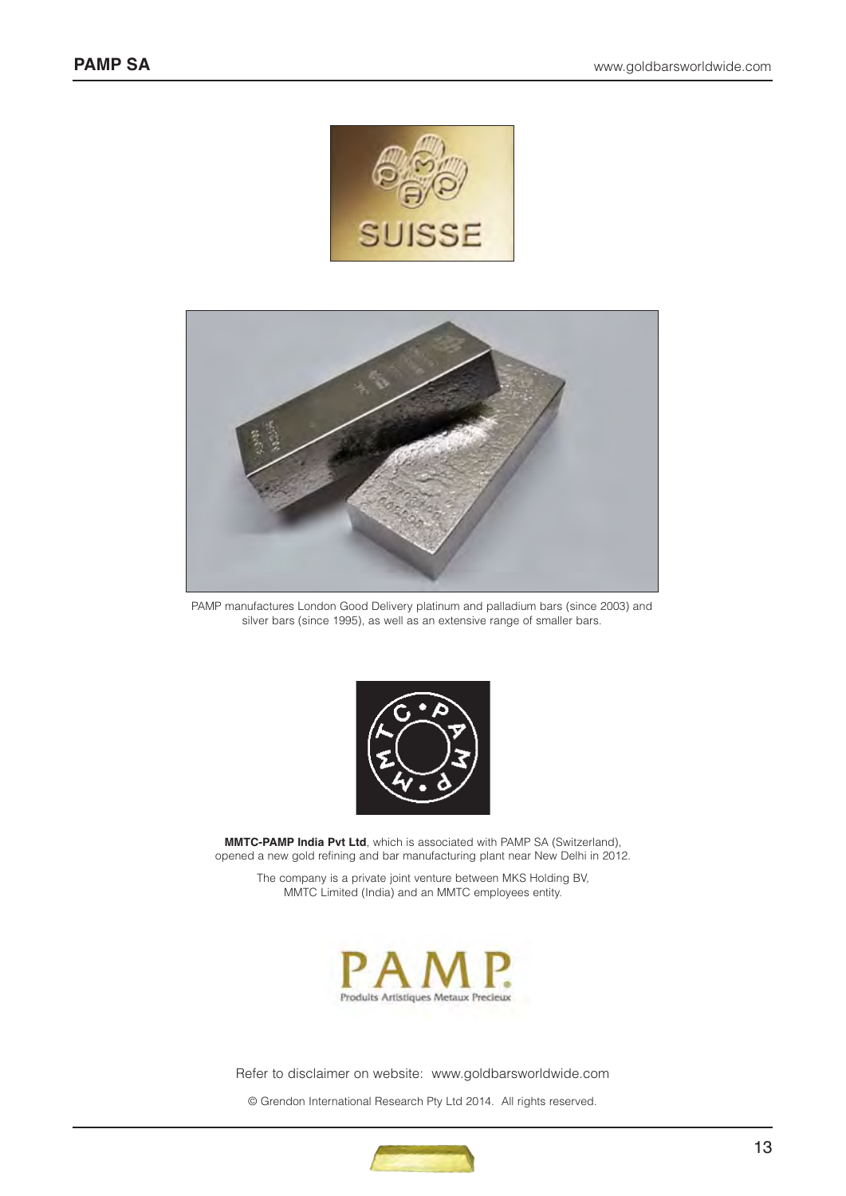PAMP manufactures London Good Delivery platinum and palladium bars (since 2003) and silver bars (since 1995), as well as an extensive range of smaller bars.

**MMTC-PAMP India Pvt Ltd**, which is associated with PAMP SA (Switzerland), opened a new gold refining and bar manufacturing plant near New Delhi in 2012.

The company is a private joint venture between MKS Holding BV, MMTC Limited (India) and an MMTC employees entity.

Refer to disclaimer on website: www.goldbarsworldwide.com

© Grendon International Research Pty Ltd 2014. All rights reserved.